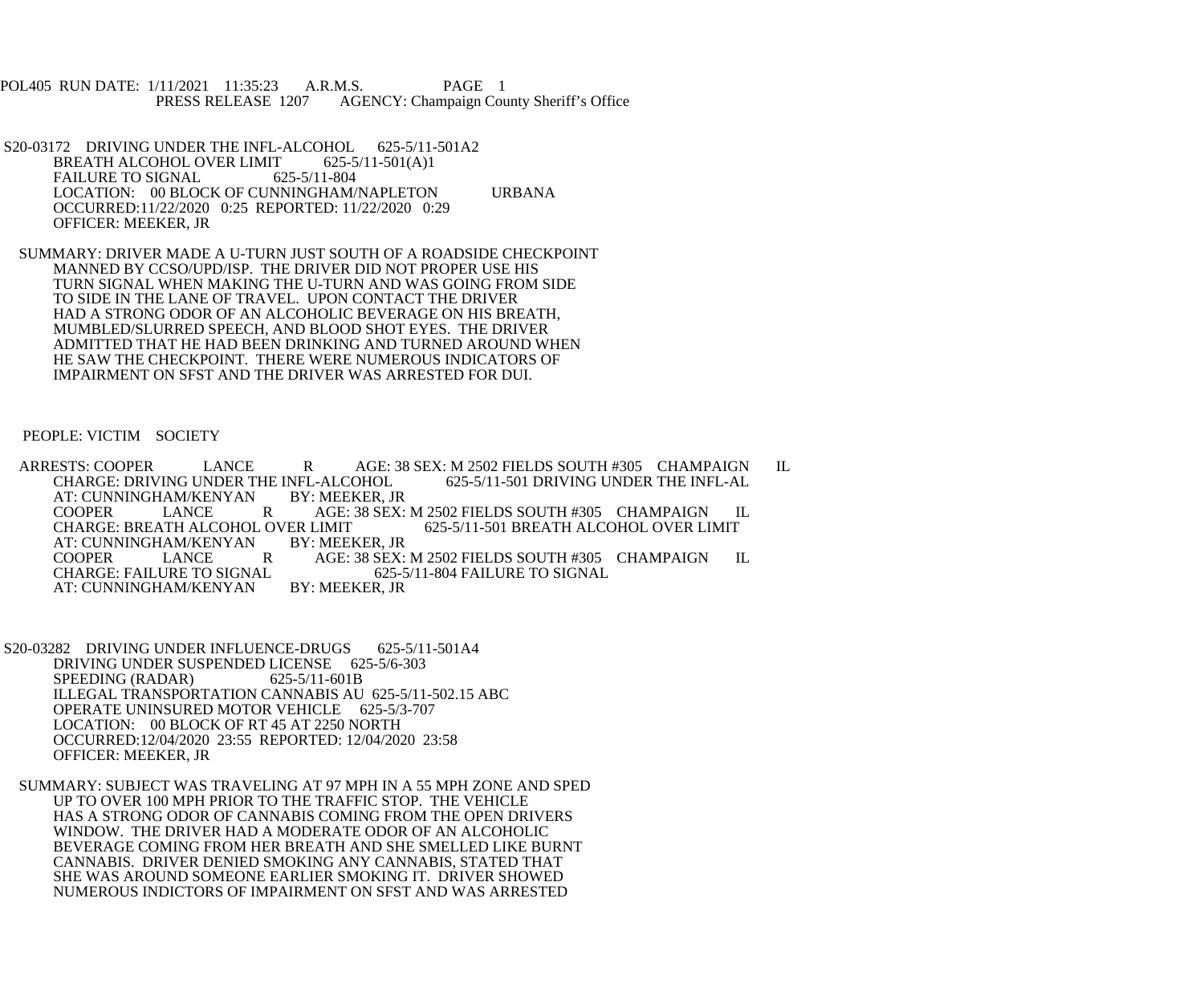POL405 RUN DATE: 1/11/2021 11:35:23 A.R.M.S. PAGE 1
PRESS RELEASE 1207 AGENCY: Champaign County Sheriff's Office

S20-03172 DRIVING UNDER THE INFL-ALCOHOL 625-5/11-501A2
BREATH ALCOHOL OVER LIMIT 625-5/11-501(A)1
FAILURE TO SIGNAL 625-5/11-804
LOCATION: 00 BLOCK OF CUNNINGHAM/NAPLETON URBANA
OCCURRED:11/22/2020 0:25 REPORTED: 11/22/2020 0:29
OFFICER: MEEKER, JR

SUMMARY: DRIVER MADE A U-TURN JUST SOUTH OF A ROADSIDE CHECKPOINT MANNED BY CCSO/UPD/ISP. THE DRIVER DID NOT PROPER USE HIS TURN SIGNAL WHEN MAKING THE U-TURN AND WAS GOING FROM SIDE TO SIDE IN THE LANE OF TRAVEL. UPON CONTACT THE DRIVER HAD A STRONG ODOR OF AN ALCOHOLIC BEVERAGE ON HIS BREATH, MUMBLED/SLURRED SPEECH, AND BLOOD SHOT EYES. THE DRIVER ADMITTED THAT HE HAD BEEN DRINKING AND TURNED AROUND WHEN HE SAW THE CHECKPOINT. THERE WERE NUMEROUS INDICATORS OF IMPAIRMENT ON SFST AND THE DRIVER WAS ARRESTED FOR DUI.

PEOPLE: VICTIM SOCIETY

ARRESTS: COOPER LANCE R AGE: 38 SEX: M 2502 FIELDS SOUTH #305 CHAMPAIGN IL
CHARGE: DRIVING UNDER THE INFL-ALCOHOL 625-5/11-501 DRIVING UNDER THE INFL-AL
AT: CUNNINGHAM/KENYAN BY: MEEKER, JR
COOPER LANCE R AGE: 38 SEX: M 2502 FIELDS SOUTH #305 CHAMPAIGN IL
CHARGE: BREATH ALCOHOL OVER LIMIT 625-5/11-501 BREATH ALCOHOL OVER LIMIT
AT: CUNNINGHAM/KENYAN BY: MEEKER, JR
COOPER LANCE R AGE: 38 SEX: M 2502 FIELDS SOUTH #305 CHAMPAIGN IL
CHARGE: FAILURE TO SIGNAL 625-5/11-804 FAILURE TO SIGNAL
AT: CUNNINGHAM/KENYAN BY: MEEKER, JR

S20-03282 DRIVING UNDER INFLUENCE-DRUGS 625-5/11-501A4
DRIVING UNDER SUSPENDED LICENSE 625-5/6-303
SPEEDING (RADAR) 625-5/11-601B
ILLEGAL TRANSPORTATION CANNABIS AU 625-5/11-502.15 ABC
OPERATE UNINSURED MOTOR VEHICLE 625-5/3-707
LOCATION: 00 BLOCK OF RT 45 AT 2250 NORTH
OCCURRED:12/04/2020 23:55 REPORTED: 12/04/2020 23:58
OFFICER: MEEKER, JR

SUMMARY: SUBJECT WAS TRAVELING AT 97 MPH IN A 55 MPH ZONE AND SPED UP TO OVER 100 MPH PRIOR TO THE TRAFFIC STOP. THE VEHICLE HAS A STRONG ODOR OF CANNABIS COMING FROM THE OPEN DRIVERS WINDOW. THE DRIVER HAD A MODERATE ODOR OF AN ALCOHOLIC BEVERAGE COMING FROM HER BREATH AND SHE SMELLED LIKE BURNT CANNABIS. DRIVER DENIED SMOKING ANY CANNABIS, STATED THAT SHE WAS AROUND SOMEONE EARLIER SMOKING IT. DRIVER SHOWED NUMEROUS INDICTORS OF IMPAIRMENT ON SFST AND WAS ARRESTED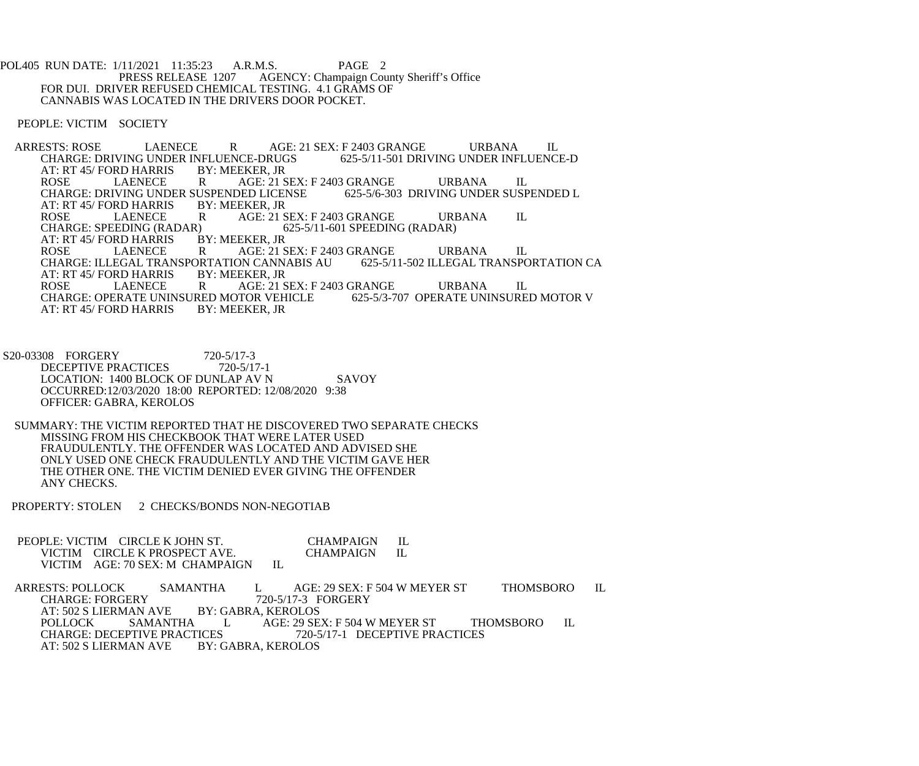FOR DUI. DRIVER REFUSED CHEMICAL TESTING. 4.1 GRAMS OF CANNABIS WAS LOCATED IN THE DRIVERS DOOR POCKET.

PEOPLE: VICTIM SOCIETY

ARRESTS: ROSE LAENECE R AGE: 21 SEX: F 2403 GRANGE URBANA IL
CHARGE: DRIVING UNDER INFLUENCE-DRUGS 625-5/11-501 DRIVING UNDER INFLUENCE-D
AT: RT 45/ FORD HARRIS BY: MEEKER, JR
ROSE LAENECE R AGE: 21 SEX: F 2403 GRANGE URBANA IL
CHARGE: DRIVING UNDER SUSPENDED LICENSE 625-5/6-303 DRIVING UNDER SUSPENDED L
AT: RT 45/ FORD HARRIS BY: MEEKER, JR
ROSE LAENECE R AGE: 21 SEX: F 2403 GRANGE URBANA IL
CHARGE: SPEEDING (RADAR) 625-5/11-601 SPEEDING (RADAR)
AT: RT 45/ FORD HARRIS BY: MEEKER, JR
ROSE LAENECE R AGE: 21 SEX: F 2403 GRANGE URBANA IL
CHARGE: ILLEGAL TRANSPORTATION CANNABIS AU 625-5/11-502 ILLEGAL TRANSPORTATION CA
AT: RT 45/ FORD HARRIS BY: MEEKER, JR
ROSE LAENECE R AGE: 21 SEX: F 2403 GRANGE URBANA IL
CHARGE: OPERATE UNINSURED MOTOR VEHICLE 625-5/3-707 OPERATE UNINSURED MOTOR V
AT: RT 45/ FORD HARRIS BY: MEEKER, JR

S20-03308 FORGERY 720-5/17-3
DECEPTIVE PRACTICES 720-5/17-1
LOCATION: 1400 BLOCK OF DUNLAP AV N SAVOY
OCCURRED:12/03/2020 18:00 REPORTED: 12/08/2020 9:38
OFFICER: GABRA, KEROLOS

SUMMARY: THE VICTIM REPORTED THAT HE DISCOVERED TWO SEPARATE CHECKS MISSING FROM HIS CHECKBOOK THAT WERE LATER USED FRAUDULENTLY. THE OFFENDER WAS LOCATED AND ADVISED SHE ONLY USED ONE CHECK FRAUDULENTLY AND THE VICTIM GAVE HER THE OTHER ONE. THE VICTIM DENIED EVER GIVING THE OFFENDER ANY CHECKS.

PROPERTY: STOLEN 2 CHECKS/BONDS NON-NEGOTIAB

PEOPLE: VICTIM CIRCLE K JOHN ST. CHAMPAIGN IL
VICTIM CIRCLE K PROSPECT AVE. CHAMPAIGN IL
VICTIM AGE: 70 SEX: M CHAMPAIGN IL

ARRESTS: POLLOCK SAMANTHA L AGE: 29 SEX: F 504 W MEYER ST THOMSBORO IL
CHARGE: FORGERY 720-5/17-3 FORGERY
AT: 502 S LIERMAN AVE BY: GABRA, KEROLOS
POLLOCK SAMANTHA L AGE: 29 SEX: F 504 W MEYER ST THOMSBORO IL
CHARGE: DECEPTIVE PRACTICES 720-5/17-1 DECEPTIVE PRACTICES
AT: 502 S LIERMAN AVE BY: GABRA, KEROLOS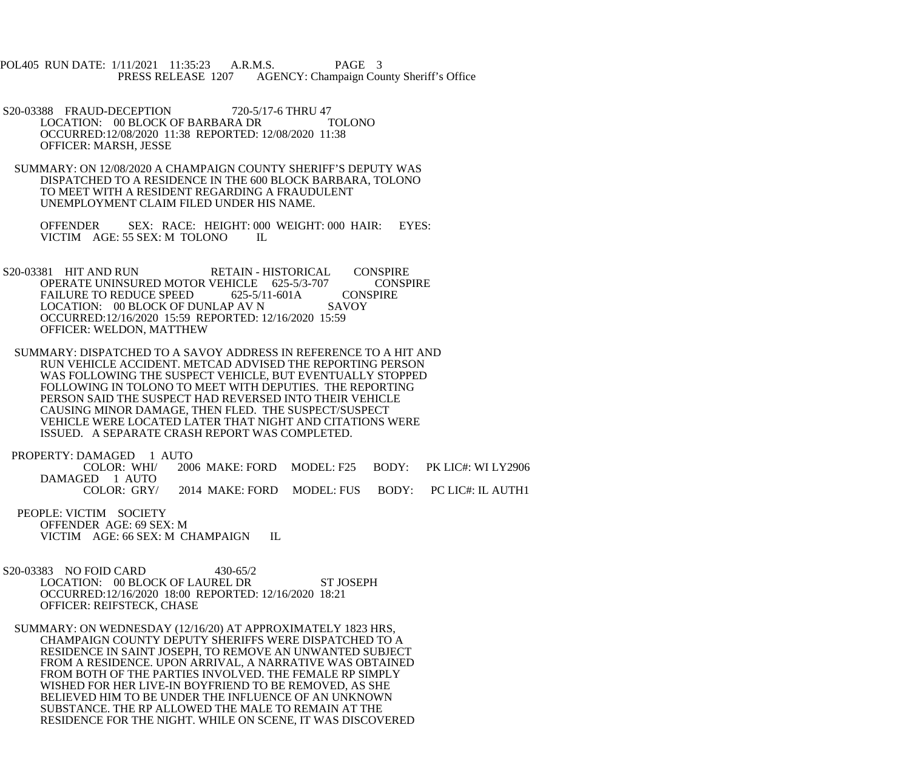S20-03388 FRAUD-DECEPTION 720-5/17-6 THRU 47
LOCATION: 00 BLOCK OF BARBARA DR TOLONO
OCCURRED:12/08/2020 11:38 REPORTED: 12/08/2020 11:38
OFFICER: MARSH, JESSE

SUMMARY: ON 12/08/2020 A CHAMPAIGN COUNTY SHERIFF'S DEPUTY WAS DISPATCHED TO A RESIDENCE IN THE 600 BLOCK BARBARA, TOLONO TO MEET WITH A RESIDENT REGARDING A FRAUDULENT UNEMPLOYMENT CLAIM FILED UNDER HIS NAME.

OFFENDER SEX: RACE: HEIGHT: 000 WEIGHT: 000 HAIR: EYES:
VICTIM AGE: 55 SEX: M TOLONO IL

S20-03381 HIT AND RUN RETAIN - HISTORICAL CONSPIRE
OPERATE UNINSURED MOTOR VEHICLE 625-5/3-707 CONSPIRE
FAILURE TO REDUCE SPEED 625-5/11-601A CONSPIRE
LOCATION: 00 BLOCK OF DUNLAP AV N SAVOY
OCCURRED:12/16/2020 15:59 REPORTED: 12/16/2020 15:59
OFFICER: WELDON, MATTHEW

SUMMARY: DISPATCHED TO A SAVOY ADDRESS IN REFERENCE TO A HIT AND RUN VEHICLE ACCIDENT. METCAD ADVISED THE REPORTING PERSON WAS FOLLOWING THE SUSPECT VEHICLE, BUT EVENTUALLY STOPPED FOLLOWING IN TOLONO TO MEET WITH DEPUTIES. THE REPORTING PERSON SAID THE SUSPECT HAD REVERSED INTO THEIR VEHICLE CAUSING MINOR DAMAGE, THEN FLED. THE SUSPECT/SUSPECT VEHICLE WERE LOCATED LATER THAT NIGHT AND CITATIONS WERE ISSUED. A SEPARATE CRASH REPORT WAS COMPLETED.

PROPERTY: DAMAGED 1 AUTO
COLOR: WHI/ 2006 MAKE: FORD MODEL: F25 BODY: PK LIC#: WI LY2906
DAMAGED 1 AUTO
COLOR: GRY/ 2014 MAKE: FORD MODEL: FUS BODY: PC LIC#: IL AUTH1

PEOPLE: VICTIM SOCIETY
OFFENDER AGE: 69 SEX: M
VICTIM AGE: 66 SEX: M CHAMPAIGN IL

S20-03383 NO FOID CARD 430-65/2
LOCATION: 00 BLOCK OF LAUREL DR ST JOSEPH
OCCURRED:12/16/2020 18:00 REPORTED: 12/16/2020 18:21
OFFICER: REIFSTECK, CHASE

SUMMARY: ON WEDNESDAY (12/16/20) AT APPROXIMATELY 1823 HRS, CHAMPAIGN COUNTY DEPUTY SHERIFFS WERE DISPATCHED TO A RESIDENCE IN SAINT JOSEPH, TO REMOVE AN UNWANTED SUBJECT FROM A RESIDENCE. UPON ARRIVAL, A NARRATIVE WAS OBTAINED FROM BOTH OF THE PARTIES INVOLVED. THE FEMALE RP SIMPLY WISHED FOR HER LIVE-IN BOYFRIEND TO BE REMOVED, AS SHE BELIEVED HIM TO BE UNDER THE INFLUENCE OF AN UNKNOWN SUBSTANCE. THE RP ALLOWED THE MALE TO REMAIN AT THE RESIDENCE FOR THE NIGHT. WHILE ON SCENE, IT WAS DISCOVERED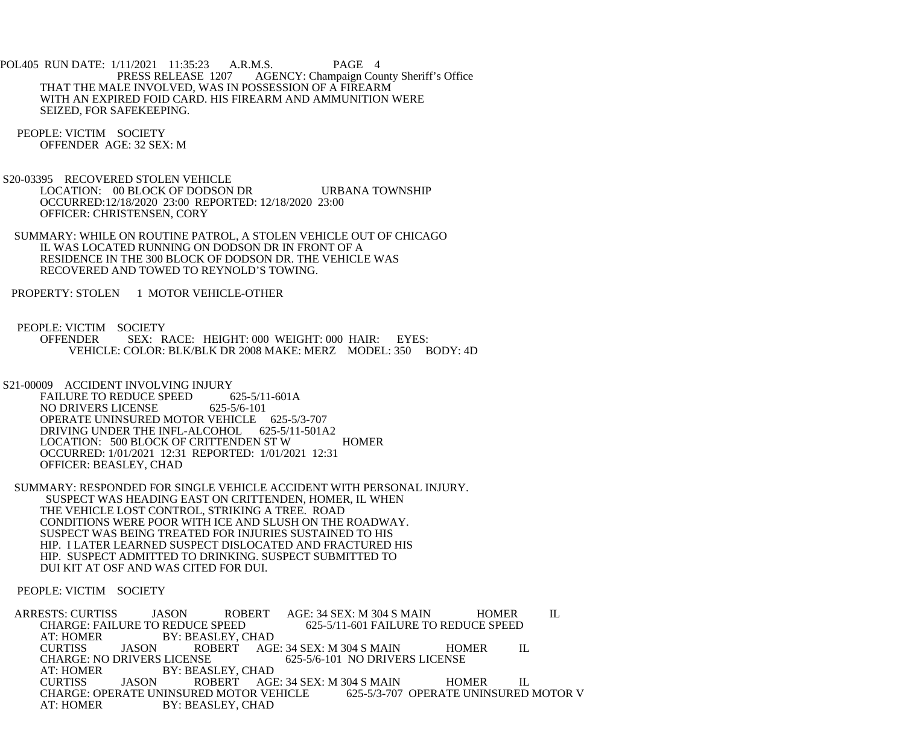THAT THE MALE INVOLVED, WAS IN POSSESSION OF A FIREARM WITH AN EXPIRED FOID CARD. HIS FIREARM AND AMMUNITION WERE SEIZED, FOR SAFEKEEPING.

PEOPLE: VICTIM SOCIETY
OFFENDER AGE: 32 SEX: M

S20-03395 RECOVERED STOLEN VEHICLE
LOCATION: 00 BLOCK OF DODSON DR URBANA TOWNSHIP
OCCURRED:12/18/2020 23:00 REPORTED: 12/18/2020 23:00
OFFICER: CHRISTENSEN, CORY

SUMMARY: WHILE ON ROUTINE PATROL, A STOLEN VEHICLE OUT OF CHICAGO IL WAS LOCATED RUNNING ON DODSON DR IN FRONT OF A RESIDENCE IN THE 300 BLOCK OF DODSON DR. THE VEHICLE WAS RECOVERED AND TOWED TO REYNOLD'S TOWING.

PROPERTY: STOLEN 1 MOTOR VEHICLE-OTHER

PEOPLE: VICTIM SOCIETY
OFFENDER SEX: RACE: HEIGHT: 000 WEIGHT: 000 HAIR: EYES:
VEHICLE: COLOR: BLK/BLK DR 2008 MAKE: MERZ MODEL: 350 BODY: 4D

S21-00009 ACCIDENT INVOLVING INJURY
FAILURE TO REDUCE SPEED 625-5/11-601A
NO DRIVERS LICENSE 625-5/6-101
OPERATE UNINSURED MOTOR VEHICLE 625-5/3-707
DRIVING UNDER THE INFL-ALCOHOL 625-5/11-501A2
LOCATION: 500 BLOCK OF CRITTENDEN ST W HOMER
OCCURRED: 1/01/2021 12:31 REPORTED: 1/01/2021 12:31
OFFICER: BEASLEY, CHAD

SUMMARY: RESPONDED FOR SINGLE VEHICLE ACCIDENT WITH PERSONAL INJURY. SUSPECT WAS HEADING EAST ON CRITTENDEN, HOMER, IL WHEN THE VEHICLE LOST CONTROL, STRIKING A TREE. ROAD CONDITIONS WERE POOR WITH ICE AND SLUSH ON THE ROADWAY. SUSPECT WAS BEING TREATED FOR INJURIES SUSTAINED TO HIS HIP. I LATER LEARNED SUSPECT DISLOCATED AND FRACTURED HIS HIP. SUSPECT ADMITTED TO DRINKING. SUSPECT SUBMITTED TO DUI KIT AT OSF AND WAS CITED FOR DUI.

PEOPLE: VICTIM SOCIETY

ARRESTS: CURTISS JASON ROBERT AGE: 34 SEX: M 304 S MAIN HOMER IL
CHARGE: FAILURE TO REDUCE SPEED 625-5/11-601 FAILURE TO REDUCE SPEED
AT: HOMER BY: BEASLEY, CHAD
CURTISS JASON ROBERT AGE: 34 SEX: M 304 S MAIN HOMER IL
CHARGE: NO DRIVERS LICENSE 625-5/6-101 NO DRIVERS LICENSE
AT: HOMER BY: BEASLEY, CHAD
CURTISS JASON ROBERT AGE: 34 SEX: M 304 S MAIN HOMER IL
CHARGE: OPERATE UNINSURED MOTOR VEHICLE 625-5/3-707 OPERATE UNINSURED MOTOR V
AT: HOMER BY: BEASLEY, CHAD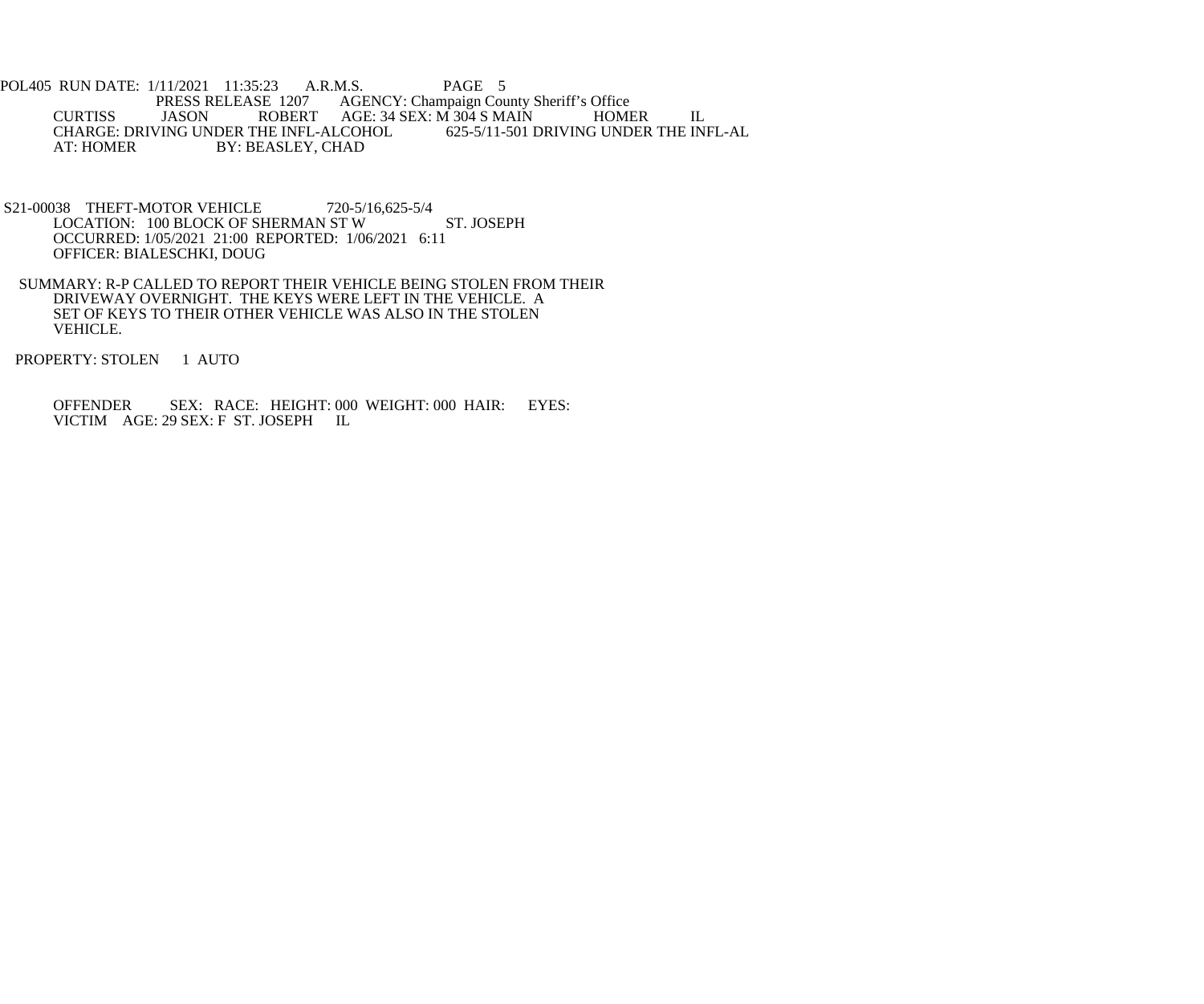POL405 RUN DATE: 1/11/2021 11:35:23 A.R.M.S. PAGE 5

PRESS RELEASE 1207 AGENCY: Champaign County Sheriff's Office

CURTISS JASON ROBERT AGE: 34 SEX: M 304 S MAIN HOMER IL

CHARGE: DRIVING UNDER THE INFL-ALCOHOL 625-5/11-501 DRIVING UNDER THE INFL-AL

AT: HOMER BY: BEASLEY, CHAD

S21-00038 THEFT-MOTOR VEHICLE 720-5/16,625-5/4

LOCATION: 100 BLOCK OF SHERMAN ST W ST. JOSEPH

OCCURRED: 1/05/2021 21:00 REPORTED: 1/06/2021 6:11

OFFICER: BIALESCHKI, DOUG

SUMMARY: R-P CALLED TO REPORT THEIR VEHICLE BEING STOLEN FROM THEIR DRIVEWAY OVERNIGHT. THE KEYS WERE LEFT IN THE VEHICLE. A SET OF KEYS TO THEIR OTHER VEHICLE WAS ALSO IN THE STOLEN VEHICLE.

PROPERTY: STOLEN 1 AUTO

OFFENDER SEX: RACE: HEIGHT: 000 WEIGHT: 000 HAIR: EYES:

VICTIM AGE: 29 SEX: F ST. JOSEPH IL